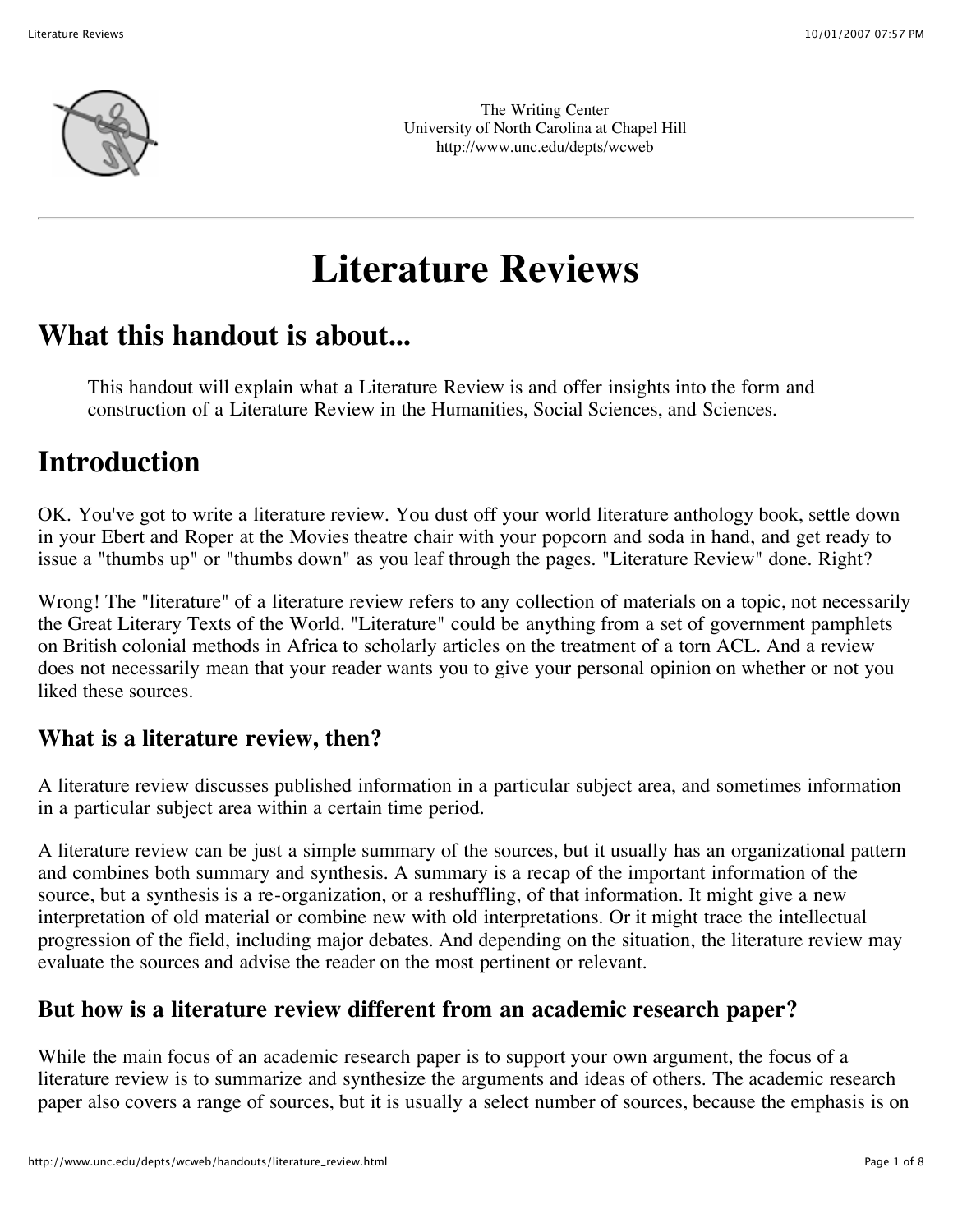The Writing Center
University of North Carolina at Chapel Hill
http://www.unc.edu/depts/wcweb

# Literature Reviews

## What this handout is about...

This handout will explain what a Literature Review is and offer insights into the form and construction of a Literature Review in the Humanities, Social Sciences, and Sciences.

## Introduction

OK. You've got to write a literature review. You dust off your world literature anthology book, settle down in your Ebert and Roper at the Movies theatre chair with your popcorn and soda in hand, and get ready to issue a "thumbs up" or "thumbs down" as you leaf through the pages. "Literature Review" done. Right?

Wrong! The "literature" of a literature review refers to any collection of materials on a topic, not necessarily the Great Literary Texts of the World. "Literature" could be anything from a set of government pamphlets on British colonial methods in Africa to scholarly articles on the treatment of a torn ACL. And a review does not necessarily mean that your reader wants you to give your personal opinion on whether or not you liked these sources.

### What is a literature review, then?

A literature review discusses published information in a particular subject area, and sometimes information in a particular subject area within a certain time period.

A literature review can be just a simple summary of the sources, but it usually has an organizational pattern and combines both summary and synthesis. A summary is a recap of the important information of the source, but a synthesis is a re-organization, or a reshuffling, of that information. It might give a new interpretation of old material or combine new with old interpretations. Or it might trace the intellectual progression of the field, including major debates. And depending on the situation, the literature review may evaluate the sources and advise the reader on the most pertinent or relevant.

### But how is a literature review different from an academic research paper?

While the main focus of an academic research paper is to support your own argument, the focus of a literature review is to summarize and synthesize the arguments and ideas of others. The academic research paper also covers a range of sources, but it is usually a select number of sources, because the emphasis is on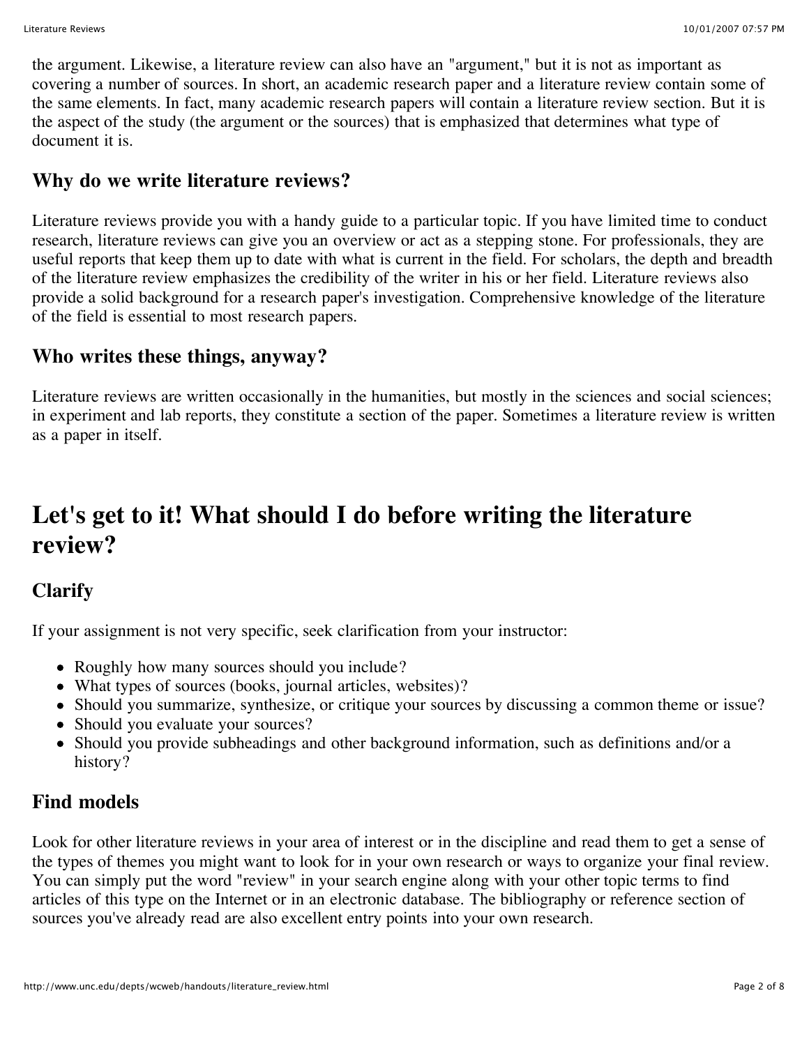the argument. Likewise, a literature review can also have an "argument," but it is not as important as covering a number of sources. In short, an academic research paper and a literature review contain some of the same elements. In fact, many academic research papers will contain a literature review section. But it is the aspect of the study (the argument or the sources) that is emphasized that determines what type of document it is.

### Why do we write literature reviews?

Literature reviews provide you with a handy guide to a particular topic. If you have limited time to conduct research, literature reviews can give you an overview or act as a stepping stone. For professionals, they are useful reports that keep them up to date with what is current in the field. For scholars, the depth and breadth of the literature review emphasizes the credibility of the writer in his or her field. Literature reviews also provide a solid background for a research paper's investigation. Comprehensive knowledge of the literature of the field is essential to most research papers.

### Who writes these things, anyway?

Literature reviews are written occasionally in the humanities, but mostly in the sciences and social sciences; in experiment and lab reports, they constitute a section of the paper. Sometimes a literature review is written as a paper in itself.

## Let's get to it! What should I do before writing the literature review?

### Clarify

If your assignment is not very specific, seek clarification from your instructor:

- Roughly how many sources should you include?
- What types of sources (books, journal articles, websites)?
- Should you summarize, synthesize, or critique your sources by discussing a common theme or issue?
- Should you evaluate your sources?
- Should you provide subheadings and other background information, such as definitions and/or a history?

### Find models

Look for other literature reviews in your area of interest or in the discipline and read them to get a sense of the types of themes you might want to look for in your own research or ways to organize your final review. You can simply put the word "review" in your search engine along with your other topic terms to find articles of this type on the Internet or in an electronic database. The bibliography or reference section of sources you've already read are also excellent entry points into your own research.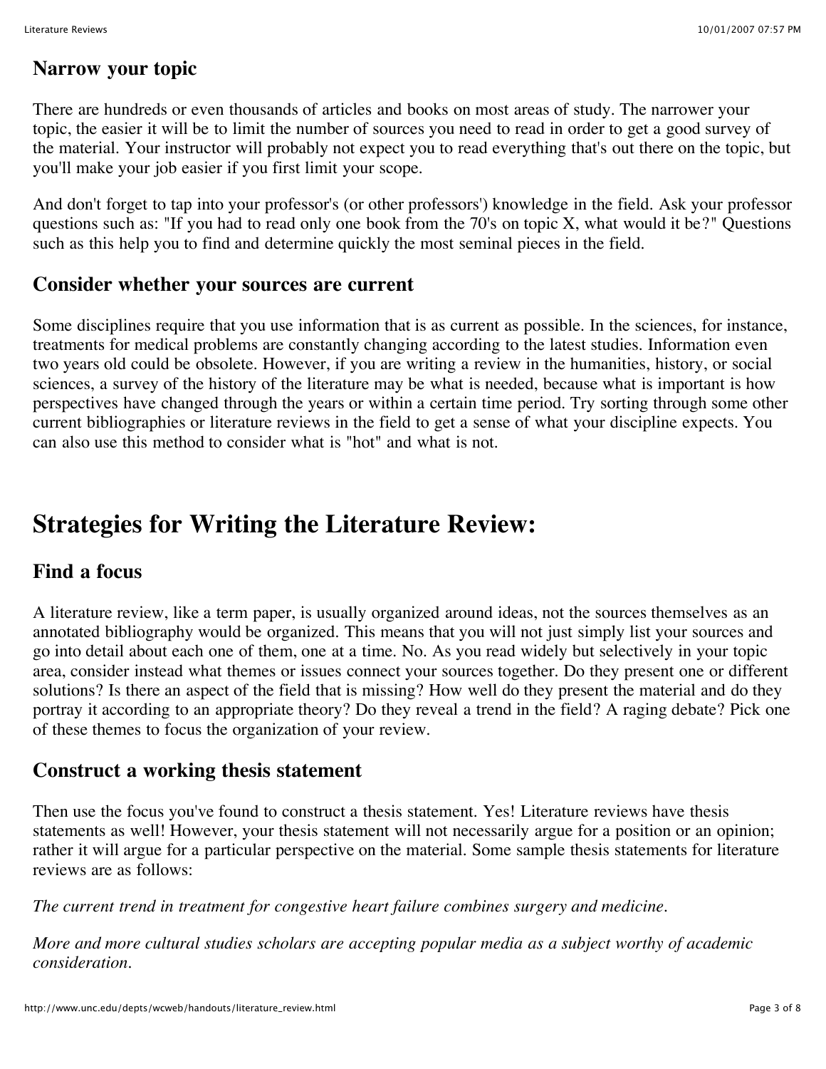## Narrow your topic

There are hundreds or even thousands of articles and books on most areas of study. The narrower your topic, the easier it will be to limit the number of sources you need to read in order to get a good survey of the material. Your instructor will probably not expect you to read everything that's out there on the topic, but you'll make your job easier if you first limit your scope.

And don't forget to tap into your professor's (or other professors') knowledge in the field. Ask your professor questions such as: "If you had to read only one book from the 70's on topic X, what would it be?" Questions such as this help you to find and determine quickly the most seminal pieces in the field.

## Consider whether your sources are current

Some disciplines require that you use information that is as current as possible. In the sciences, for instance, treatments for medical problems are constantly changing according to the latest studies. Information even two years old could be obsolete. However, if you are writing a review in the humanities, history, or social sciences, a survey of the history of the literature may be what is needed, because what is important is how perspectives have changed through the years or within a certain time period. Try sorting through some other current bibliographies or literature reviews in the field to get a sense of what your discipline expects. You can also use this method to consider what is "hot" and what is not.

# Strategies for Writing the Literature Review:

## Find a focus

A literature review, like a term paper, is usually organized around ideas, not the sources themselves as an annotated bibliography would be organized. This means that you will not just simply list your sources and go into detail about each one of them, one at a time. No. As you read widely but selectively in your topic area, consider instead what themes or issues connect your sources together. Do they present one or different solutions? Is there an aspect of the field that is missing? How well do they present the material and do they portray it according to an appropriate theory? Do they reveal a trend in the field? A raging debate? Pick one of these themes to focus the organization of your review.

## Construct a working thesis statement

Then use the focus you've found to construct a thesis statement. Yes! Literature reviews have thesis statements as well! However, your thesis statement will not necessarily argue for a position or an opinion; rather it will argue for a particular perspective on the material. Some sample thesis statements for literature reviews are as follows:

*The current trend in treatment for congestive heart failure combines surgery and medicine.*

*More and more cultural studies scholars are accepting popular media as a subject worthy of academic consideration.*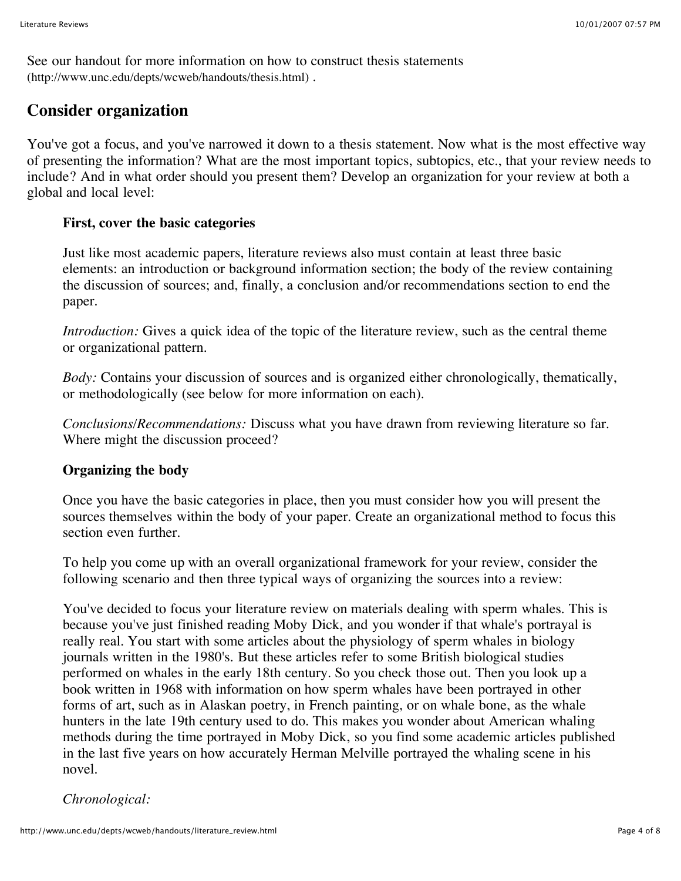See our handout for more information on how to construct thesis statements (http://www.unc.edu/depts/wcweb/handouts/thesis.html) .

## Consider organization

You've got a focus, and you've narrowed it down to a thesis statement. Now what is the most effective way of presenting the information? What are the most important topics, subtopics, etc., that your review needs to include? And in what order should you present them? Develop an organization for your review at both a global and local level:

### First, cover the basic categories

Just like most academic papers, literature reviews also must contain at least three basic elements: an introduction or background information section; the body of the review containing the discussion of sources; and, finally, a conclusion and/or recommendations section to end the paper.

*Introduction:* Gives a quick idea of the topic of the literature review, such as the central theme or organizational pattern.

*Body:* Contains your discussion of sources and is organized either chronologically, thematically, or methodologically (see below for more information on each).

*Conclusions/Recommendations:* Discuss what you have drawn from reviewing literature so far. Where might the discussion proceed?

### Organizing the body

Once you have the basic categories in place, then you must consider how you will present the sources themselves within the body of your paper. Create an organizational method to focus this section even further.

To help you come up with an overall organizational framework for your review, consider the following scenario and then three typical ways of organizing the sources into a review:

You've decided to focus your literature review on materials dealing with sperm whales. This is because you've just finished reading Moby Dick, and you wonder if that whale's portrayal is really real. You start with some articles about the physiology of sperm whales in biology journals written in the 1980's. But these articles refer to some British biological studies performed on whales in the early 18th century. So you check those out. Then you look up a book written in 1968 with information on how sperm whales have been portrayed in other forms of art, such as in Alaskan poetry, in French painting, or on whale bone, as the whale hunters in the late 19th century used to do. This makes you wonder about American whaling methods during the time portrayed in Moby Dick, so you find some academic articles published in the last five years on how accurately Herman Melville portrayed the whaling scene in his novel.

*Chronological:*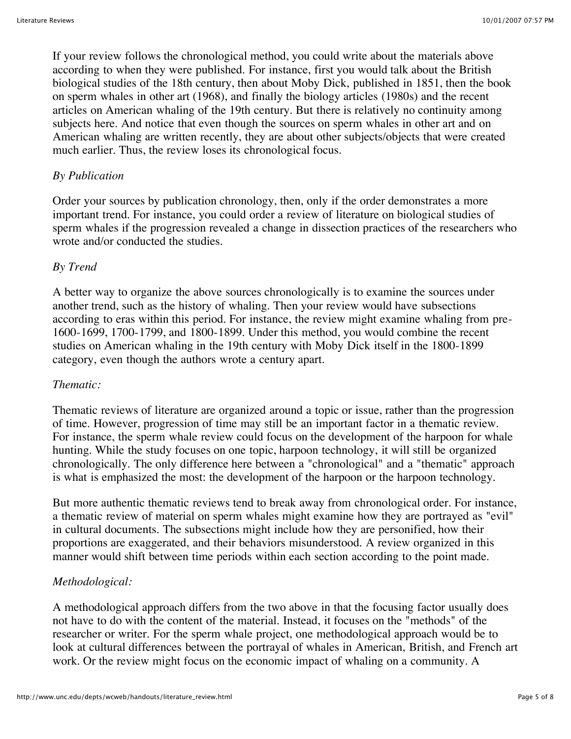If your review follows the chronological method, you could write about the materials above according to when they were published. For instance, first you would talk about the British biological studies of the 18th century, then about Moby Dick, published in 1851, then the book on sperm whales in other art (1968), and finally the biology articles (1980s) and the recent articles on American whaling of the 19th century. But there is relatively no continuity among subjects here. And notice that even though the sources on sperm whales in other art and on American whaling are written recently, they are about other subjects/objects that were created much earlier. Thus, the review loses its chronological focus.

*By Publication*

Order your sources by publication chronology, then, only if the order demonstrates a more important trend. For instance, you could order a review of literature on biological studies of sperm whales if the progression revealed a change in dissection practices of the researchers who wrote and/or conducted the studies.

*By Trend*

A better way to organize the above sources chronologically is to examine the sources under another trend, such as the history of whaling. Then your review would have subsections according to eras within this period. For instance, the review might examine whaling from pre-1600-1699, 1700-1799, and 1800-1899. Under this method, you would combine the recent studies on American whaling in the 19th century with Moby Dick itself in the 1800-1899 category, even though the authors wrote a century apart.

*Thematic:*

Thematic reviews of literature are organized around a topic or issue, rather than the progression of time. However, progression of time may still be an important factor in a thematic review. For instance, the sperm whale review could focus on the development of the harpoon for whale hunting. While the study focuses on one topic, harpoon technology, it will still be organized chronologically. The only difference here between a "chronological" and a "thematic" approach is what is emphasized the most: the development of the harpoon or the harpoon technology.

But more authentic thematic reviews tend to break away from chronological order. For instance, a thematic review of material on sperm whales might examine how they are portrayed as "evil" in cultural documents. The subsections might include how they are personified, how their proportions are exaggerated, and their behaviors misunderstood. A review organized in this manner would shift between time periods within each section according to the point made.

*Methodological:*

A methodological approach differs from the two above in that the focusing factor usually does not have to do with the content of the material. Instead, it focuses on the "methods" of the researcher or writer. For the sperm whale project, one methodological approach would be to look at cultural differences between the portrayal of whales in American, British, and French art work. Or the review might focus on the economic impact of whaling on a community. A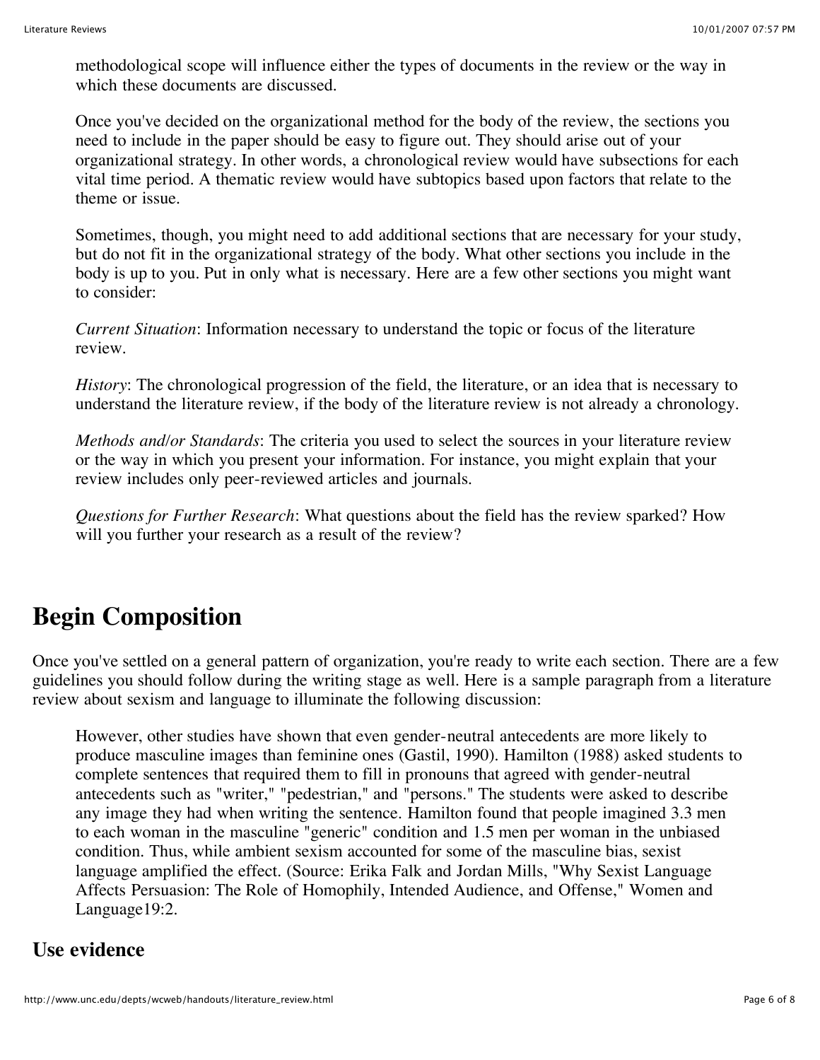methodological scope will influence either the types of documents in the review or the way in which these documents are discussed.

Once you've decided on the organizational method for the body of the review, the sections you need to include in the paper should be easy to figure out. They should arise out of your organizational strategy. In other words, a chronological review would have subsections for each vital time period. A thematic review would have subtopics based upon factors that relate to the theme or issue.

Sometimes, though, you might need to add additional sections that are necessary for your study, but do not fit in the organizational strategy of the body. What other sections you include in the body is up to you. Put in only what is necessary. Here are a few other sections you might want to consider:

*Current Situation*: Information necessary to understand the topic or focus of the literature review.

*History*: The chronological progression of the field, the literature, or an idea that is necessary to understand the literature review, if the body of the literature review is not already a chronology.

*Methods and/or Standards*: The criteria you used to select the sources in your literature review or the way in which you present your information. For instance, you might explain that your review includes only peer-reviewed articles and journals.

*Questions for Further Research*: What questions about the field has the review sparked? How will you further your research as a result of the review?

# Begin Composition

Once you've settled on a general pattern of organization, you're ready to write each section. There are a few guidelines you should follow during the writing stage as well. Here is a sample paragraph from a literature review about sexism and language to illuminate the following discussion:

> However, other studies have shown that even gender-neutral antecedents are more likely to produce masculine images than feminine ones (Gastil, 1990). Hamilton (1988) asked students to complete sentences that required them to fill in pronouns that agreed with gender-neutral antecedents such as "writer," "pedestrian," and "persons." The students were asked to describe any image they had when writing the sentence. Hamilton found that people imagined 3.3 men to each woman in the masculine "generic" condition and 1.5 men per woman in the unbiased condition. Thus, while ambient sexism accounted for some of the masculine bias, sexist language amplified the effect. (Source: Erika Falk and Jordan Mills, "Why Sexist Language Affects Persuasion: The Role of Homophily, Intended Audience, and Offense," Women and Language19:2.

## Use evidence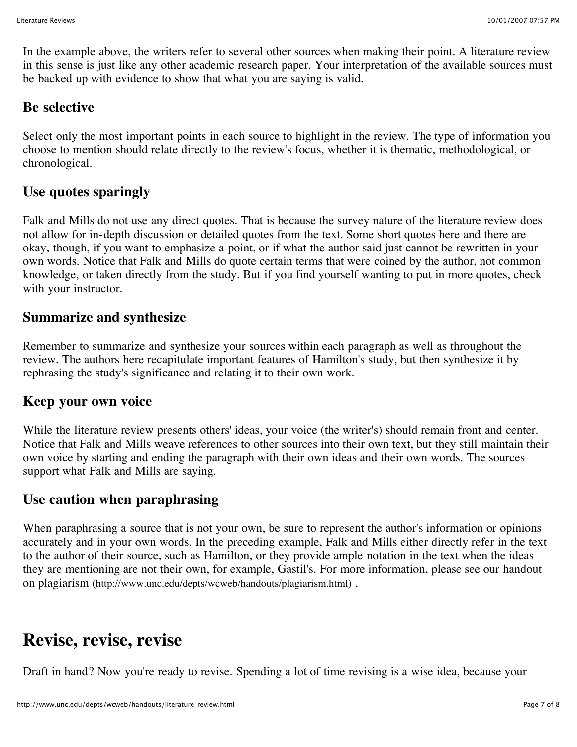In the example above, the writers refer to several other sources when making their point. A literature review in this sense is just like any other academic research paper. Your interpretation of the available sources must be backed up with evidence to show that what you are saying is valid.

### Be selective

Select only the most important points in each source to highlight in the review. The type of information you choose to mention should relate directly to the review's focus, whether it is thematic, methodological, or chronological.

### Use quotes sparingly

Falk and Mills do not use any direct quotes. That is because the survey nature of the literature review does not allow for in-depth discussion or detailed quotes from the text. Some short quotes here and there are okay, though, if you want to emphasize a point, or if what the author said just cannot be rewritten in your own words. Notice that Falk and Mills do quote certain terms that were coined by the author, not common knowledge, or taken directly from the study. But if you find yourself wanting to put in more quotes, check with your instructor.

### Summarize and synthesize

Remember to summarize and synthesize your sources within each paragraph as well as throughout the review. The authors here recapitulate important features of Hamilton's study, but then synthesize it by rephrasing the study's significance and relating it to their own work.

### Keep your own voice

While the literature review presents others' ideas, your voice (the writer's) should remain front and center. Notice that Falk and Mills weave references to other sources into their own text, but they still maintain their own voice by starting and ending the paragraph with their own ideas and their own words. The sources support what Falk and Mills are saying.

### Use caution when paraphrasing

When paraphrasing a source that is not your own, be sure to represent the author's information or opinions accurately and in your own words. In the preceding example, Falk and Mills either directly refer in the text to the author of their source, such as Hamilton, or they provide ample notation in the text when the ideas they are mentioning are not their own, for example, Gastil's. For more information, please see our handout on plagiarism (http://www.unc.edu/depts/wcweb/handouts/plagiarism.html) .

## Revise, revise, revise

Draft in hand? Now you're ready to revise. Spending a lot of time revising is a wise idea, because your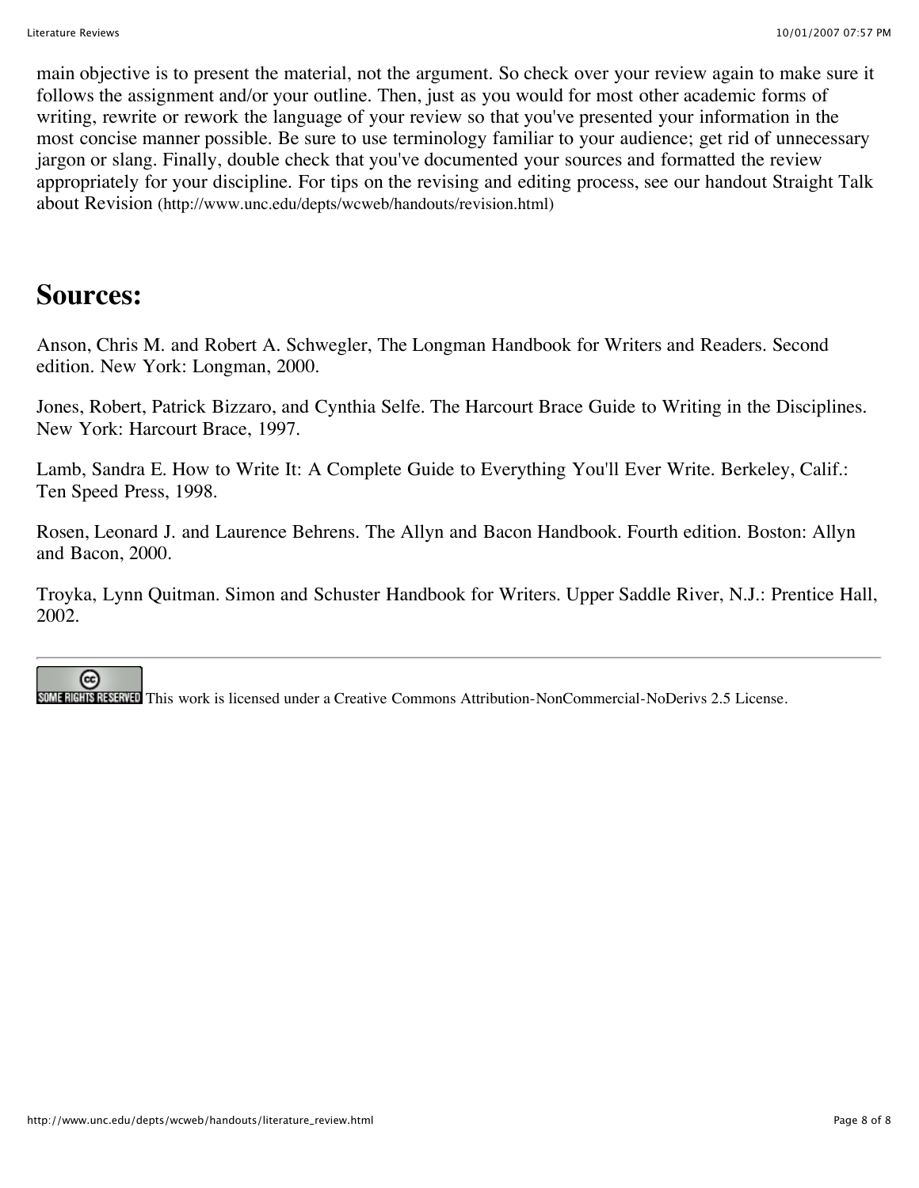main objective is to present the material, not the argument. So check over your review again to make sure it follows the assignment and/or your outline. Then, just as you would for most other academic forms of writing, rewrite or rework the language of your review so that you've presented your information in the most concise manner possible. Be sure to use terminology familiar to your audience; get rid of unnecessary jargon or slang. Finally, double check that you've documented your sources and formatted the review appropriately for your discipline. For tips on the revising and editing process, see our handout Straight Talk about Revision (http://www.unc.edu/depts/wcweb/handouts/revision.html)

## Sources:

Anson, Chris M. and Robert A. Schwegler, The Longman Handbook for Writers and Readers. Second edition. New York: Longman, 2000.

Jones, Robert, Patrick Bizzaro, and Cynthia Selfe. The Harcourt Brace Guide to Writing in the Disciplines. New York: Harcourt Brace, 1997.

Lamb, Sandra E. How to Write It: A Complete Guide to Everything You'll Ever Write. Berkeley, Calif.: Ten Speed Press, 1998.

Rosen, Leonard J. and Laurence Behrens. The Allyn and Bacon Handbook. Fourth edition. Boston: Allyn and Bacon, 2000.

Troyka, Lynn Quitman. Simon and Schuster Handbook for Writers. Upper Saddle River, N.J.: Prentice Hall, 2002.

---

SOME RIGHTS RESERVED This work is licensed under a Creative Commons Attribution-NonCommercial-NoDerivs 2.5 License.